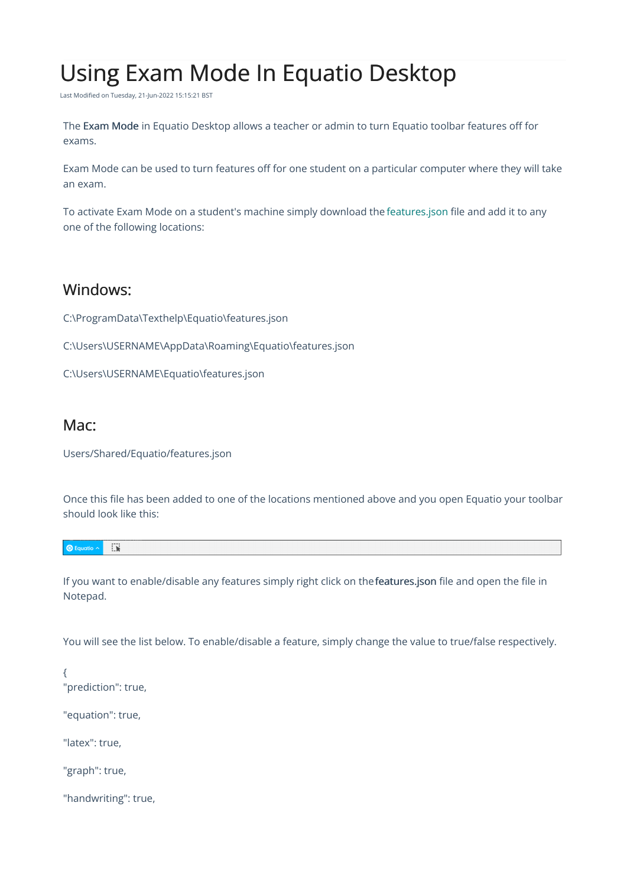# Using Exam Mode In Equatio Desktop

Last Modified on Tuesday, 21-Jun-2022 15:15:21 BST

The **Exam Mode** in Equatio Desktop allows a teacher or admin to turn Equatio toolbar features off for exams.

Exam Mode can be used to turn features off for one student on a particular computer where they will take an exam.

To activate Exam Mode on a student's machine simply download the features.json file and add it to any one of the following locations:

## Windows:

C:\ProgramData\Texthelp\Equatio\features.json

C:\Users\USERNAME\AppData\Roaming\Equatio\features.json

C:\Users\USERNAME\Equatio\features.json

## Mac:

Users/Shared/Equatio/features.json

Once this file has been added to one of the locations mentioned above and you open Equatio your toolbar should look like this:

If you want to enable/disable any features simply right click on the **features.json** file and open the file in Notepad.

You will see the list below. To enable/disable a feature, simply change the value to true/false respectively.

```
{
"prediction": true,

"equation": true,

"latex": true,

"graph": true,

"handwriting": true,
```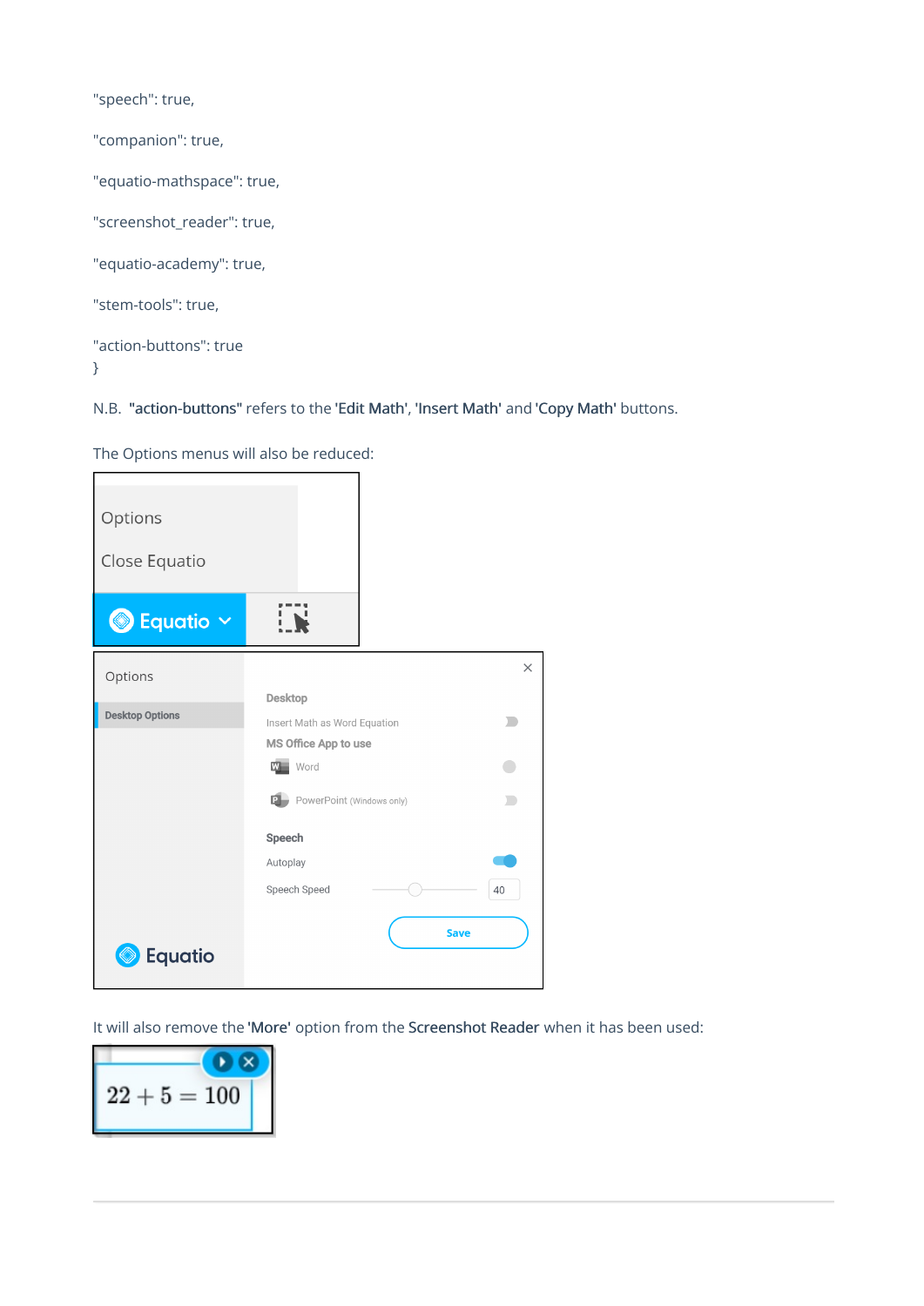"speech": true,

"companion": true,

"equatio-mathspace": true,

"screenshot_reader": true,

"equatio-academy": true,

"stem-tools": true,

"action-buttons": true
}

N.B. **"action-buttons"** refers to the **'Edit Math'**, **'Insert Math'** and **'Copy Math'** buttons.

The Options menus will also be reduced:

It will also remove the **'More'** option from the **Screenshot Reader** when it has been used: